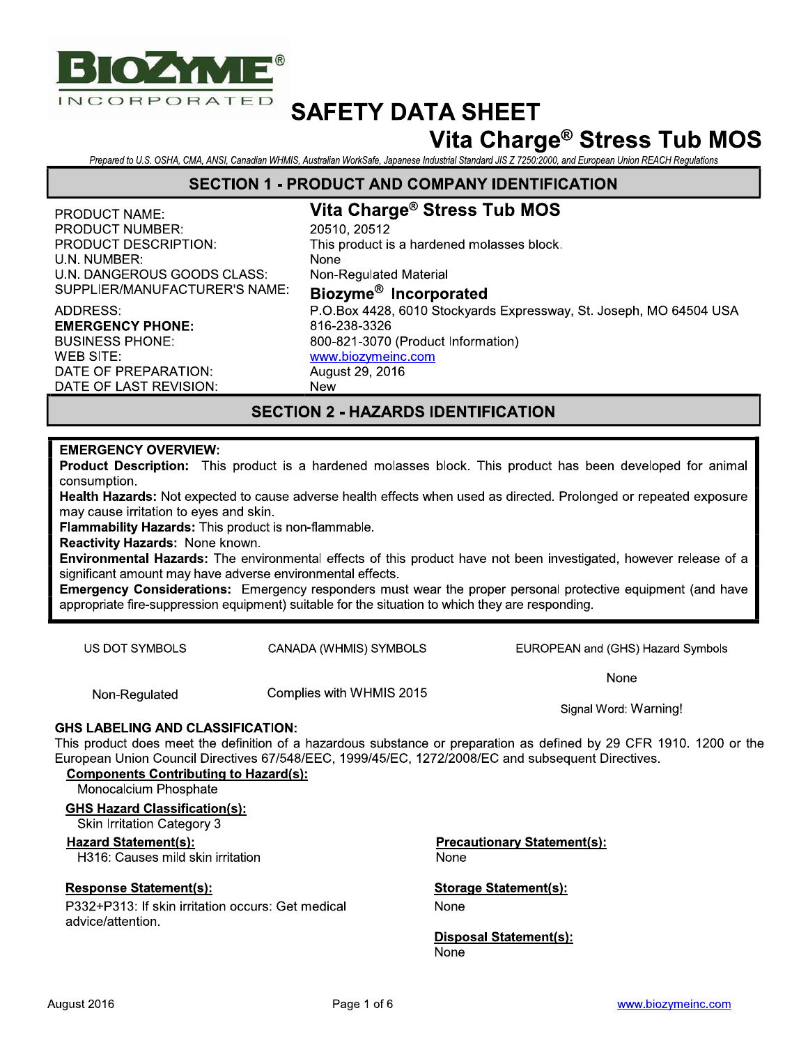BIOZYME® INCORPORATED

# SAFETY DATA SHEET

# Vita Charge® Stress Tub MOS

*Prepared to U.S. OSHA, CMA, ANSI, Canadian WHMIS, Australian WorkSafe, Japanese Industrial Standard JIS Z 7250:2000, and European Union REACH Regulations*

## SECTION 1 - PRODUCT AND COMPANY IDENTIFICATION

| | |
|---|---|
| PRODUCT NAME: | **Vita Charge® Stress Tub MOS** |
| PRODUCT NUMBER: | 20510, 20512 |
| PRODUCT DESCRIPTION: | This product is a hardened molasses block. |
| U.N. NUMBER: | None |
| U.N. DANGEROUS GOODS CLASS: | Non-Regulated Material |
| SUPPLIER/MANUFACTURER'S NAME: | **Biozyme® Incorporated** |
| ADDRESS: | P.O.Box 4428, 6010 Stockyards Expressway, St. Joseph, MO 64504 USA |
| **EMERGENCY PHONE:** | 816-238-3326 |
| BUSINESS PHONE: | 800-821-3070 (Product Information) |
| WEB SITE: | www.biozymeinc.com |
| DATE OF PREPARATION: | August 29, 2016 |
| DATE OF LAST REVISION: | New |

## SECTION 2 - HAZARDS IDENTIFICATION

**EMERGENCY OVERVIEW:**

**Product Description:** This product is a hardened molasses block. This product has been developed for animal consumption.

**Health Hazards:** Not expected to cause adverse health effects when used as directed. Prolonged or repeated exposure may cause irritation to eyes and skin.

**Flammability Hazards:** This product is non-flammable.

**Reactivity Hazards:** None known.

**Environmental Hazards:** The environmental effects of this product have not been investigated, however release of a significant amount may have adverse environmental effects.

**Emergency Considerations:** Emergency responders must wear the proper personal protective equipment (and have appropriate fire-suppression equipment) suitable for the situation to which they are responding.

| US DOT SYMBOLS | CANADA (WHMIS) SYMBOLS | EUROPEAN and (GHS) Hazard Symbols |
|---|---|---|
| Non-Regulated | Complies with WHMIS 2015 | None<br>Signal Word: Warning! |

**GHS LABELING AND CLASSIFICATION:**

This product does meet the definition of a hazardous substance or preparation as defined by 29 CFR 1910. 1200 or the European Union Council Directives 67/548/EEC, 1999/45/EC, 1272/2008/EC and subsequent Directives.

**Components Contributing to Hazard(s):**

Monocalcium Phosphate

**GHS Hazard Classification(s):**

Skin Irritation Category 3

**Hazard Statement(s):**

H316: Causes mild skin irritation

**Precautionary Statement(s):**

None

**Response Statement(s):**

P332+P313: If skin irritation occurs: Get medical advice/attention.

**Storage Statement(s):**

None

**Disposal Statement(s):**

None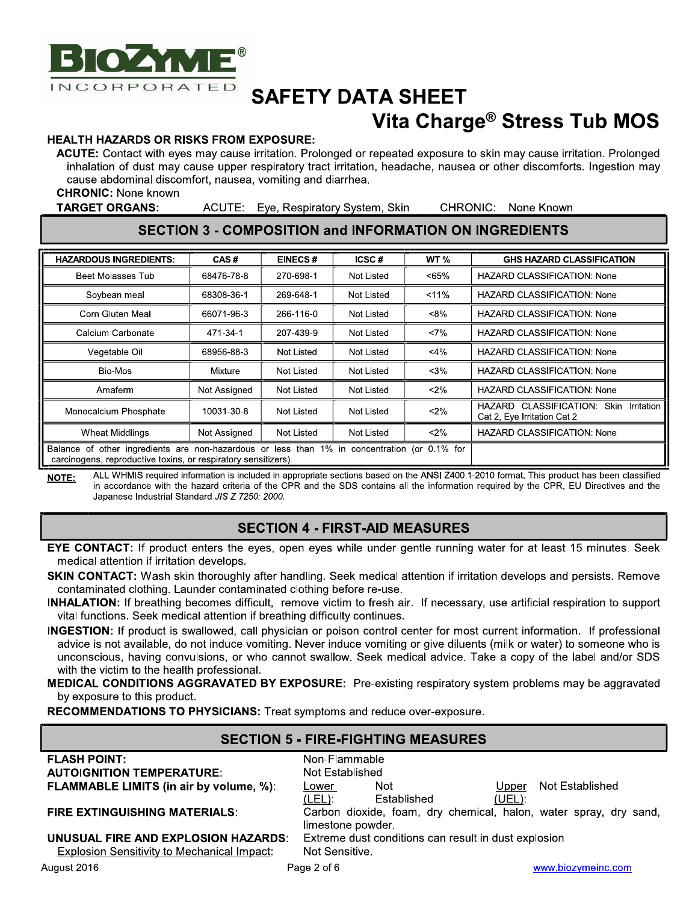# SAFETY DATA SHEET

## Vita Charge® Stress Tub MOS

**HEALTH HAZARDS OR RISKS FROM EXPOSURE:**

**ACUTE:** Contact with eyes may cause irritation. Prolonged or repeated exposure to skin may cause irritation. Prolonged inhalation of dust may cause upper respiratory tract irritation, headache, nausea or other discomforts. Ingestion may cause abdominal discomfort, nausea, vomiting and diarrhea.

**CHRONIC:** None known

**TARGET ORGANS:** ACUTE: Eye, Respiratory System, Skin CHRONIC: None Known

## SECTION 3 - COMPOSITION and INFORMATION ON INGREDIENTS

| HAZARDOUS INGREDIENTS: | CAS # | EINECS # | ICSC # | WT % | GHS HAZARD CLASSIFICATION |
|---|---|---|---|---|---|
| Beet Molasses Tub | 68476-78-8 | 270-698-1 | Not Listed | <65% | HAZARD CLASSIFICATION: None |
| Soybean meal | 68308-36-1 | 269-648-1 | Not Listed | <11% | HAZARD CLASSIFICATION: None |
| Corn Gluten Meal | 66071-96-3 | 266-116-0 | Not Listed | <8% | HAZARD CLASSIFICATION: None |
| Calcium Carbonate | 471-34-1 | 207-439-9 | Not Listed | <7% | HAZARD CLASSIFICATION: None |
| Vegetable Oil | 68956-88-3 | Not Listed | Not Listed | <4% | HAZARD CLASSIFICATION: None |
| Bio-Mos | Mixture | Not Listed | Not Listed | <3% | HAZARD CLASSIFICATION: None |
| Amaferm | Not Assigned | Not Listed | Not Listed | <2% | HAZARD CLASSIFICATION: None |
| Monocalcium Phosphate | 10031-30-8 | Not Listed | Not Listed | <2% | HAZARD CLASSIFICATION: Skin Irritation Cat 2, Eye Irritation Cat 2 |
| Wheat Middlings | Not Assigned | Not Listed | Not Listed | <2% | HAZARD CLASSIFICATION: None |
| Balance of other ingredients are non-hazardous or less than 1% in concentration (or 0.1% for carcinogens, reproductive toxins, or respiratory sensitizers). | | | | | |

**NOTE:** ALL WHMIS required information is included in appropriate sections based on the ANSI Z400.1-2010 format. This product has been classified in accordance with the hazard criteria of the CPR and the SDS contains all the information required by the CPR, EU Directives and the Japanese Industrial Standard *JIS Z 7250: 2000.*

## SECTION 4 - FIRST-AID MEASURES

**EYE CONTACT:** If product enters the eyes, open eyes while under gentle running water for at least 15 minutes. Seek medical attention if irritation develops.

**SKIN CONTACT:** Wash skin thoroughly after handling. Seek medical attention if irritation develops and persists. Remove contaminated clothing. Launder contaminated clothing before re-use.

**INHALATION:** If breathing becomes difficult, remove victim to fresh air. If necessary, use artificial respiration to support vital functions. Seek medical attention if breathing difficulty continues.

**INGESTION:** If product is swallowed, call physician or poison control center for most current information. If professional advice is not available, do not induce vomiting. Never induce vomiting or give diluents (milk or water) to someone who is unconscious, having convulsions, or who cannot swallow. Seek medical advice. Take a copy of the label and/or SDS with the victim to the health professional.

**MEDICAL CONDITIONS AGGRAVATED BY EXPOSURE:** Pre-existing respiratory system problems may be aggravated by exposure to this product.

**RECOMMENDATIONS TO PHYSICIANS:** Treat symptoms and reduce over-exposure.

## SECTION 5 - FIRE-FIGHTING MEASURES

**FLASH POINT:** Non-Flammable

**AUTOIGNITION TEMPERATURE:** Not Established

**FLAMMABLE LIMITS (in air by volume, %):** Lower (LEL): Not Established Upper (UEL): Not Established

**FIRE EXTINGUISHING MATERIALS:** Carbon dioxide, foam, dry chemical, halon, water spray, dry sand, limestone powder.

**UNUSUAL FIRE AND EXPLOSION HAZARDS:** Extreme dust conditions can result in dust explosion

Explosion Sensitivity to Mechanical Impact: Not Sensitive.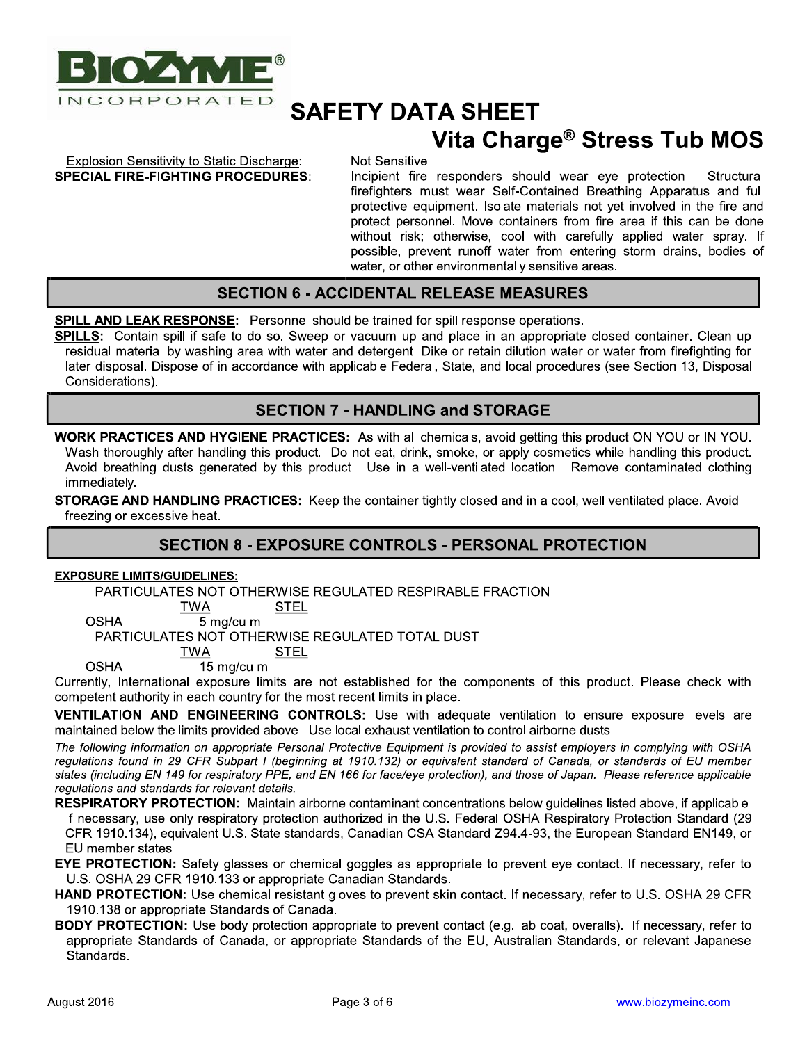# SAFETY DATA SHEET

## Vita Charge® Stress Tub MOS

Explosion Sensitivity to Static Discharge: Not Sensitive

**SPECIAL FIRE-FIGHTING PROCEDURES**: Incipient fire responders should wear eye protection. Structural firefighters must wear Self-Contained Breathing Apparatus and full protective equipment. Isolate materials not yet involved in the fire and protect personnel. Move containers from fire area if this can be done without risk; otherwise, cool with carefully applied water spray. If possible, prevent runoff water from entering storm drains, bodies of water, or other environmentally sensitive areas.

## SECTION 6 - ACCIDENTAL RELEASE MEASURES

**SPILL AND LEAK RESPONSE:** Personnel should be trained for spill response operations.

**SPILLS:** Contain spill if safe to do so. Sweep or vacuum up and place in an appropriate closed container. Clean up residual material by washing area with water and detergent. Dike or retain dilution water or water from firefighting for later disposal. Dispose of in accordance with applicable Federal, State, and local procedures (see Section 13, Disposal Considerations).

## SECTION 7 - HANDLING and STORAGE

**WORK PRACTICES AND HYGIENE PRACTICES:** As with all chemicals, avoid getting this product ON YOU or IN YOU. Wash thoroughly after handling this product. Do not eat, drink, smoke, or apply cosmetics while handling this product. Avoid breathing dusts generated by this product. Use in a well-ventilated location. Remove contaminated clothing immediately.

**STORAGE AND HANDLING PRACTICES:** Keep the container tightly closed and in a cool, well ventilated place. Avoid freezing or excessive heat.

## SECTION 8 - EXPOSURE CONTROLS - PERSONAL PROTECTION

**EXPOSURE LIMITS/GUIDELINES:**

PARTICULATES NOT OTHERWISE REGULATED RESPIRABLE FRACTION

| | TWA | STEL |
|---|---|---|
| OSHA | 5 mg/cu m | |

PARTICULATES NOT OTHERWISE REGULATED TOTAL DUST

| | TWA | STEL |
|---|---|---|
| OSHA | 15 mg/cu m | |

Currently, International exposure limits are not established for the components of this product. Please check with competent authority in each country for the most recent limits in place.

**VENTILATION AND ENGINEERING CONTROLS:** Use with adequate ventilation to ensure exposure levels are maintained below the limits provided above. Use local exhaust ventilation to control airborne dusts.

*The following information on appropriate Personal Protective Equipment is provided to assist employers in complying with OSHA regulations found in 29 CFR Subpart I (beginning at 1910.132) or equivalent standard of Canada, or standards of EU member states (including EN 149 for respiratory PPE, and EN 166 for face/eye protection), and those of Japan. Please reference applicable regulations and standards for relevant details.*

**RESPIRATORY PROTECTION:** Maintain airborne contaminant concentrations below guidelines listed above, if applicable. If necessary, use only respiratory protection authorized in the U.S. Federal OSHA Respiratory Protection Standard (29 CFR 1910.134), equivalent U.S. State standards, Canadian CSA Standard Z94.4-93, the European Standard EN149, or EU member states.

**EYE PROTECTION:** Safety glasses or chemical goggles as appropriate to prevent eye contact. If necessary, refer to U.S. OSHA 29 CFR 1910.133 or appropriate Canadian Standards.

**HAND PROTECTION:** Use chemical resistant gloves to prevent skin contact. If necessary, refer to U.S. OSHA 29 CFR 1910.138 or appropriate Standards of Canada.

**BODY PROTECTION:** Use body protection appropriate to prevent contact (e.g. lab coat, overalls). If necessary, refer to appropriate Standards of Canada, or appropriate Standards of the EU, Australian Standards, or relevant Japanese Standards.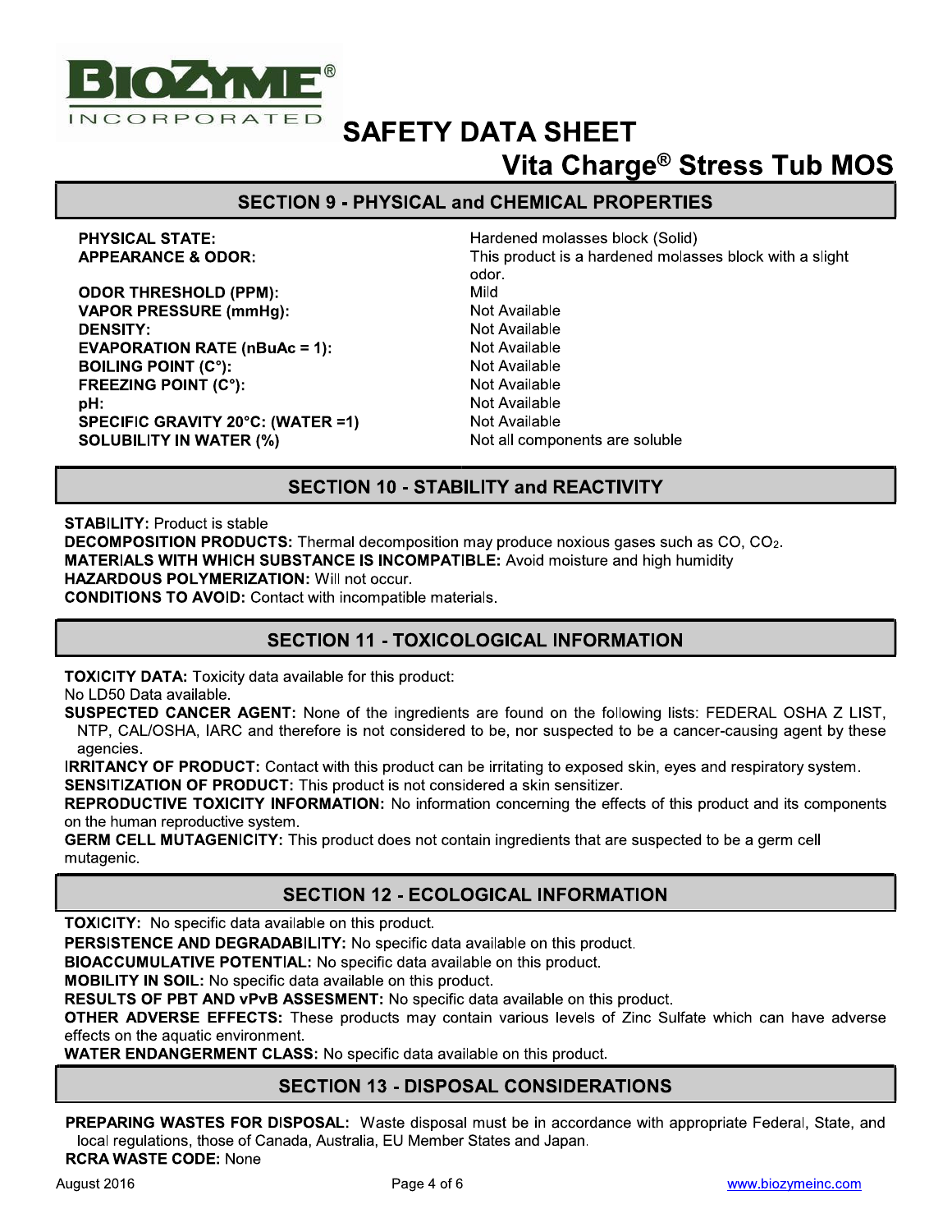# SAFETY DATA SHEET

## Vita Charge® Stress Tub MOS

## SECTION 9 - PHYSICAL and CHEMICAL PROPERTIES

| | |
|---|---|
| **PHYSICAL STATE:** | Hardened molasses block (Solid) |
| **APPEARANCE & ODOR:** | This product is a hardened molasses block with a slight odor. |
| **ODOR THRESHOLD (PPM):** | Mild |
| **VAPOR PRESSURE (mmHg):** | Not Available |
| **DENSITY:** | Not Available |
| **EVAPORATION RATE (nBuAc = 1):** | Not Available |
| **BOILING POINT (C°):** | Not Available |
| **FREEZING POINT (C°):** | Not Available |
| **pH:** | Not Available |
| **SPECIFIC GRAVITY 20°C: (WATER =1)** | Not Available |
| **SOLUBILITY IN WATER (%)** | Not all components are soluble |

## SECTION 10 - STABILITY and REACTIVITY

**STABILITY:** Product is stable

**DECOMPOSITION PRODUCTS:** Thermal decomposition may produce noxious gases such as CO, $CO_2$.

**MATERIALS WITH WHICH SUBSTANCE IS INCOMPATIBLE:** Avoid moisture and high humidity

**HAZARDOUS POLYMERIZATION:** Will not occur.

**CONDITIONS TO AVOID:** Contact with incompatible materials.

## SECTION 11 - TOXICOLOGICAL INFORMATION

**TOXICITY DATA:** Toxicity data available for this product:

No LD50 Data available.

**SUSPECTED CANCER AGENT:** None of the ingredients are found on the following lists: FEDERAL OSHA Z LIST, NTP, CAL/OSHA, IARC and therefore is not considered to be, nor suspected to be a cancer-causing agent by these agencies.

**IRRITANCY OF PRODUCT:** Contact with this product can be irritating to exposed skin, eyes and respiratory system.

**SENSITIZATION OF PRODUCT:** This product is not considered a skin sensitizer.

**REPRODUCTIVE TOXICITY INFORMATION:** No information concerning the effects of this product and its components on the human reproductive system.

**GERM CELL MUTAGENICITY:** This product does not contain ingredients that are suspected to be a germ cell mutagenic.

## SECTION 12 - ECOLOGICAL INFORMATION

**TOXICITY:** No specific data available on this product.

**PERSISTENCE AND DEGRADABILITY:** No specific data available on this product.

**BIOACCUMULATIVE POTENTIAL:** No specific data available on this product.

**MOBILITY IN SOIL:** No specific data available on this product.

**RESULTS OF PBT AND vPvB ASSESMENT:** No specific data available on this product.

**OTHER ADVERSE EFFECTS:** These products may contain various levels of Zinc Sulfate which can have adverse effects on the aquatic environment.

**WATER ENDANGERMENT CLASS:** No specific data available on this product.

## SECTION 13 - DISPOSAL CONSIDERATIONS

**PREPARING WASTES FOR DISPOSAL:** Waste disposal must be in accordance with appropriate Federal, State, and local regulations, those of Canada, Australia, EU Member States and Japan.

**RCRA WASTE CODE:** None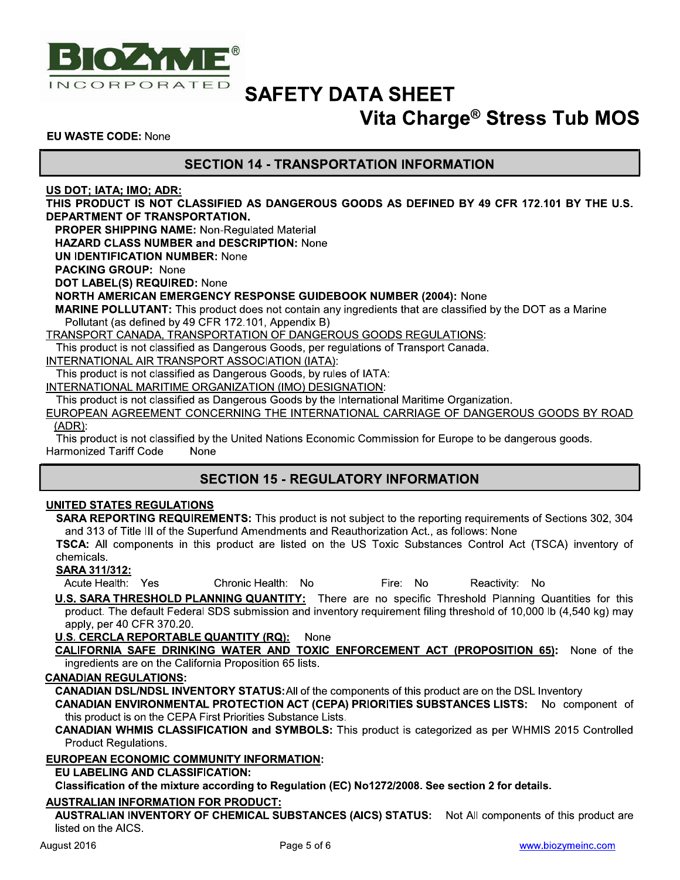**EU WASTE CODE:** None

## SECTION 14 - TRANSPORTATION INFORMATION

**US DOT; IATA; IMO; ADR:**

**THIS PRODUCT IS NOT CLASSIFIED AS DANGEROUS GOODS AS DEFINED BY 49 CFR 172.101 BY THE U.S. DEPARTMENT OF TRANSPORTATION.**

**PROPER SHIPPING NAME:** Non-Regulated Material

**HAZARD CLASS NUMBER and DESCRIPTION:** None

**UN IDENTIFICATION NUMBER:** None

**PACKING GROUP:** None

**DOT LABEL(S) REQUIRED:** None

**NORTH AMERICAN EMERGENCY RESPONSE GUIDEBOOK NUMBER (2004):** None

**MARINE POLLUTANT:** This product does not contain any ingredients that are classified by the DOT as a Marine Pollutant (as defined by 49 CFR 172.101, Appendix B)

TRANSPORT CANADA, TRANSPORTATION OF DANGEROUS GOODS REGULATIONS:

This product is not classified as Dangerous Goods, per regulations of Transport Canada.

INTERNATIONAL AIR TRANSPORT ASSOCIATION (IATA):

This product is not classified as Dangerous Goods, by rules of IATA:

INTERNATIONAL MARITIME ORGANIZATION (IMO) DESIGNATION:

This product is not classified as Dangerous Goods by the International Maritime Organization.

EUROPEAN AGREEMENT CONCERNING THE INTERNATIONAL CARRIAGE OF DANGEROUS GOODS BY ROAD (ADR):

This product is not classified by the United Nations Economic Commission for Europe to be dangerous goods.

Harmonized Tariff Code None

## SECTION 15 - REGULATORY INFORMATION

**UNITED STATES REGULATIONS**

**SARA REPORTING REQUIREMENTS:** This product is not subject to the reporting requirements of Sections 302, 304 and 313 of Title III of the Superfund Amendments and Reauthorization Act., as follows: None

**TSCA:** All components in this product are listed on the US Toxic Substances Control Act (TSCA) inventory of chemicals.

**SARA 311/312:**

Acute Health: Yes Chronic Health: No Fire: No Reactivity: No

**U.S. SARA THRESHOLD PLANNING QUANTITY:** There are no specific Threshold Planning Quantities for this product. The default Federal SDS submission and inventory requirement filing threshold of 10,000 lb (4,540 kg) may apply, per 40 CFR 370.20.

**U.S. CERCLA REPORTABLE QUANTITY (RQ):** None

**CALIFORNIA SAFE DRINKING WATER AND TOXIC ENFORCEMENT ACT (PROPOSITION 65):** None of the ingredients are on the California Proposition 65 lists.

**CANADIAN REGULATIONS:**

**CANADIAN DSL/NDSL INVENTORY STATUS:** All of the components of this product are on the DSL Inventory

**CANADIAN ENVIRONMENTAL PROTECTION ACT (CEPA) PRIORITIES SUBSTANCES LISTS:** No component of this product is on the CEPA First Priorities Substance Lists.

**CANADIAN WHMIS CLASSIFICATION and SYMBOLS:** This product is categorized as per WHMIS 2015 Controlled Product Regulations.

**EUROPEAN ECONOMIC COMMUNITY INFORMATION:**

**EU LABELING AND CLASSIFICATION:**

**Classification of the mixture according to Regulation (EC) No1272/2008. See section 2 for details.**

**AUSTRALIAN INFORMATION FOR PRODUCT:**

**AUSTRALIAN INVENTORY OF CHEMICAL SUBSTANCES (AICS) STATUS:** Not All components of this product are listed on the AICS.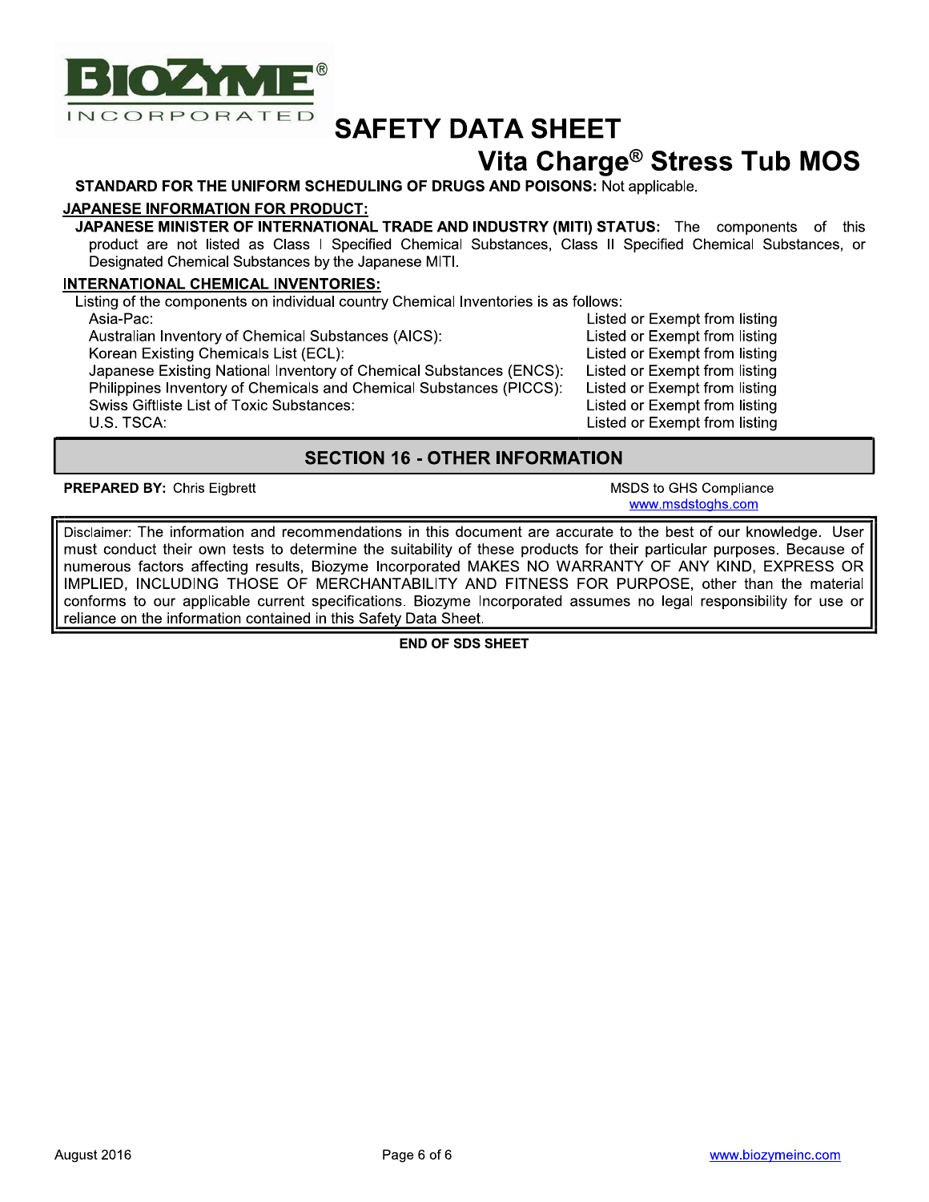**STANDARD FOR THE UNIFORM SCHEDULING OF DRUGS AND POISONS:** Not applicable.

**JAPANESE INFORMATION FOR PRODUCT:**

**JAPANESE MINISTER OF INTERNATIONAL TRADE AND INDUSTRY (MITI) STATUS:** The components of this product are not listed as Class I Specified Chemical Substances, Class II Specified Chemical Substances, or Designated Chemical Substances by the Japanese MITI.

**INTERNATIONAL CHEMICAL INVENTORIES:**

Listing of the components on individual country Chemical Inventories is as follows:

| | |
|---|---|
| Asia-Pac: | Listed or Exempt from listing |
| Australian Inventory of Chemical Substances (AICS): | Listed or Exempt from listing |
| Korean Existing Chemicals List (ECL): | Listed or Exempt from listing |
| Japanese Existing National Inventory of Chemical Substances (ENCS): | Listed or Exempt from listing |
| Philippines Inventory of Chemicals and Chemical Substances (PICCS): | Listed or Exempt from listing |
| Swiss Giftliste List of Toxic Substances: | Listed or Exempt from listing |
| U.S. TSCA: | Listed or Exempt from listing |

## SECTION 16 - OTHER INFORMATION

**PREPARED BY:** Chris Eigbrett

MSDS to GHS Compliance
www.msdstoghs.com

Disclaimer: The information and recommendations in this document are accurate to the best of our knowledge. User must conduct their own tests to determine the suitability of these products for their particular purposes. Because of numerous factors affecting results, Biozyme Incorporated MAKES NO WARRANTY OF ANY KIND, EXPRESS OR IMPLIED, INCLUDING THOSE OF MERCHANTABILITY AND FITNESS FOR PURPOSE, other than the material conforms to our applicable current specifications. Biozyme Incorporated assumes no legal responsibility for use or reliance on the information contained in this Safety Data Sheet.

**END OF SDS SHEET**